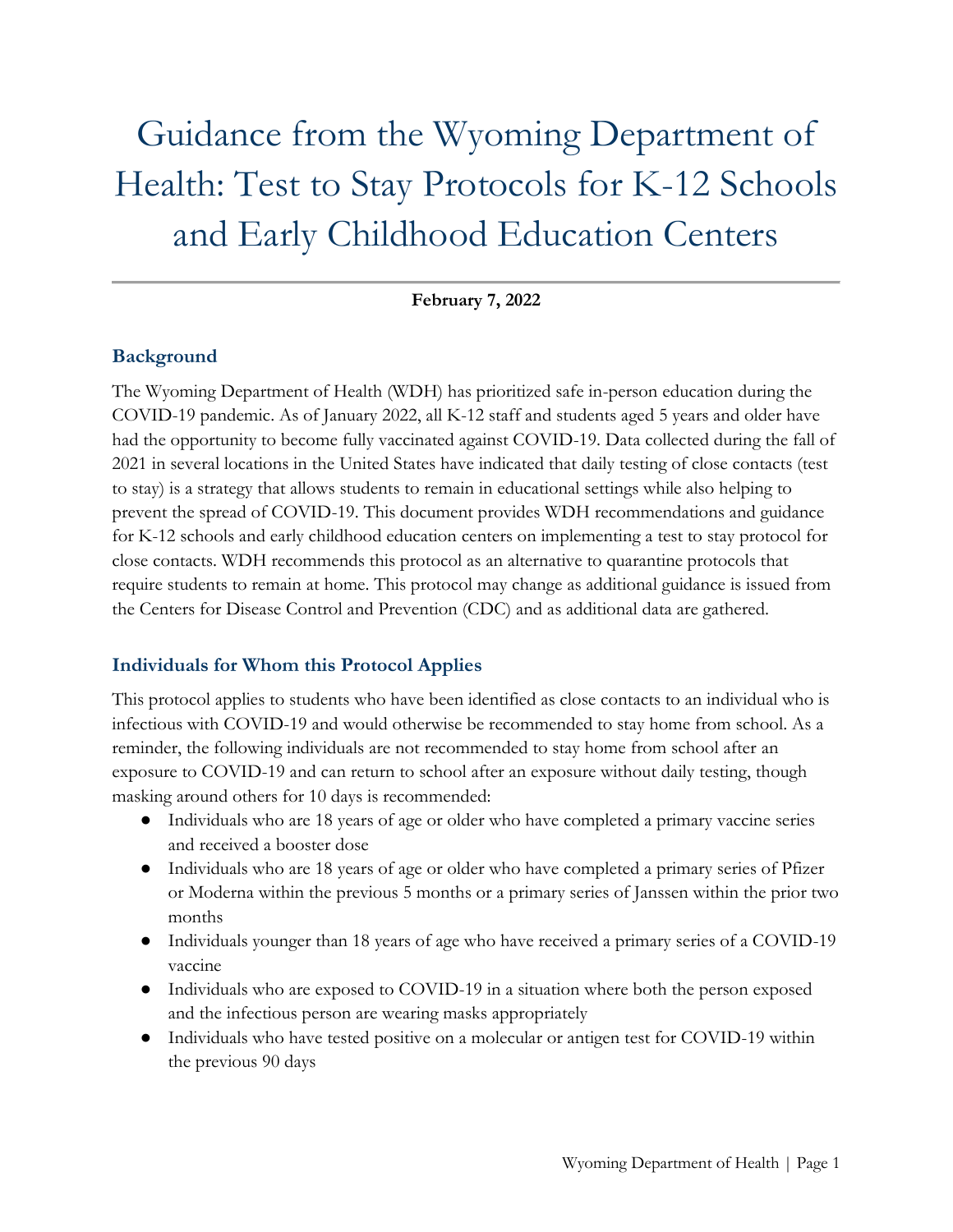# Guidance from the Wyoming Department of Health: Test to Stay Protocols for K-12 Schools and Early Childhood Education Centers

**February 7, 2022**

## Background

The Wyoming Department of Health (WDH) has prioritized safe in-person education during the COVID-19 pandemic. As of January 2022, all K-12 staff and students aged 5 years and older have had the opportunity to become fully vaccinated against COVID-19. Data collected during the fall of 2021 in several locations in the United States have indicated that daily testing of close contacts (test to stay) is a strategy that allows students to remain in educational settings while also helping to prevent the spread of COVID-19. This document provides WDH recommendations and guidance for K-12 schools and early childhood education centers on implementing a test to stay protocol for close contacts. WDH recommends this protocol as an alternative to quarantine protocols that require students to remain at home. This protocol may change as additional guidance is issued from the Centers for Disease Control and Prevention (CDC) and as additional data are gathered.

## Individuals for Whom this Protocol Applies

This protocol applies to students who have been identified as close contacts to an individual who is infectious with COVID-19 and would otherwise be recommended to stay home from school. As a reminder, the following individuals are not recommended to stay home from school after an exposure to COVID-19 and can return to school after an exposure without daily testing, though masking around others for 10 days is recommended:

- Individuals who are 18 years of age or older who have completed a primary vaccine series and received a booster dose
- Individuals who are 18 years of age or older who have completed a primary series of Pfizer or Moderna within the previous 5 months or a primary series of Janssen within the prior two months
- Individuals younger than 18 years of age who have received a primary series of a COVID-19 vaccine
- Individuals who are exposed to COVID-19 in a situation where both the person exposed and the infectious person are wearing masks appropriately
- Individuals who have tested positive on a molecular or antigen test for COVID-19 within the previous 90 days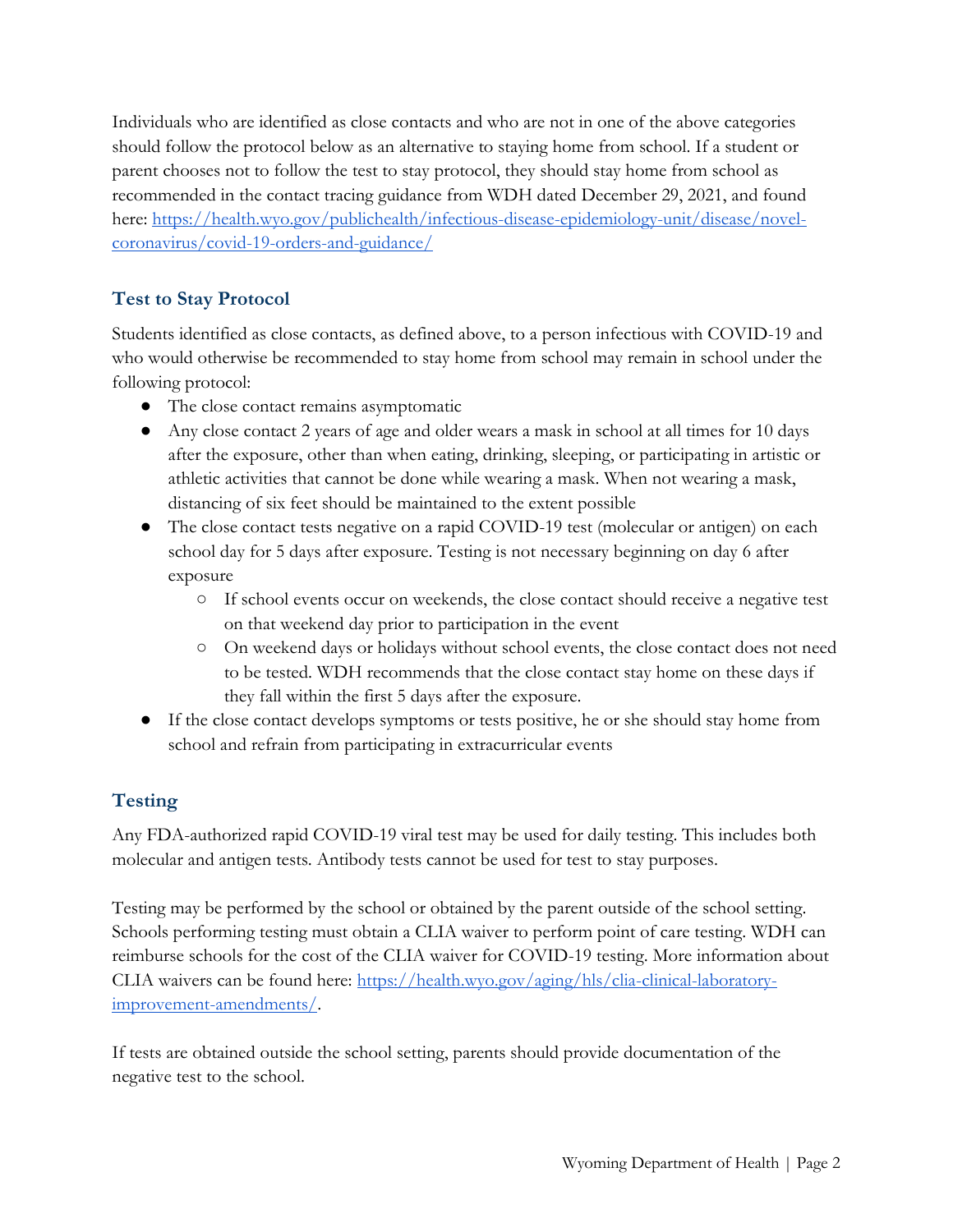Individuals who are identified as close contacts and who are not in one of the above categories should follow the protocol below as an alternative to staying home from school. If a student or parent chooses not to follow the test to stay protocol, they should stay home from school as recommended in the contact tracing guidance from WDH dated December 29, 2021, and found here: [https://health.wyo.gov/publichealth/infectious-disease-epidemiology-unit/disease/novel-coronavirus/covid-19-orders-and-guidance/](https://health.wyo.gov/publichealth/infectious-disease-epidemiology-unit/disease/novel-coronavirus/covid-19-orders-and-guidance/)

## Test to Stay Protocol

Students identified as close contacts, as defined above, to a person infectious with COVID-19 and who would otherwise be recommended to stay home from school may remain in school under the following protocol:

- The close contact remains asymptomatic
- Any close contact 2 years of age and older wears a mask in school at all times for 10 days after the exposure, other than when eating, drinking, sleeping, or participating in artistic or athletic activities that cannot be done while wearing a mask. When not wearing a mask, distancing of six feet should be maintained to the extent possible
- The close contact tests negative on a rapid COVID-19 test (molecular or antigen) on each school day for 5 days after exposure. Testing is not necessary beginning on day 6 after exposure
  - If school events occur on weekends, the close contact should receive a negative test on that weekend day prior to participation in the event
  - On weekend days or holidays without school events, the close contact does not need to be tested. WDH recommends that the close contact stay home on these days if they fall within the first 5 days after the exposure.
- If the close contact develops symptoms or tests positive, he or she should stay home from school and refrain from participating in extracurricular events

## Testing

Any FDA-authorized rapid COVID-19 viral test may be used for daily testing. This includes both molecular and antigen tests. Antibody tests cannot be used for test to stay purposes.

Testing may be performed by the school or obtained by the parent outside of the school setting. Schools performing testing must obtain a CLIA waiver to perform point of care testing. WDH can reimburse schools for the cost of the CLIA waiver for COVID-19 testing. More information about CLIA waivers can be found here: [https://health.wyo.gov/aging/hls/clia-clinical-laboratory-improvement-amendments/](https://health.wyo.gov/aging/hls/clia-clinical-laboratory-improvement-amendments/).

If tests are obtained outside the school setting, parents should provide documentation of the negative test to the school.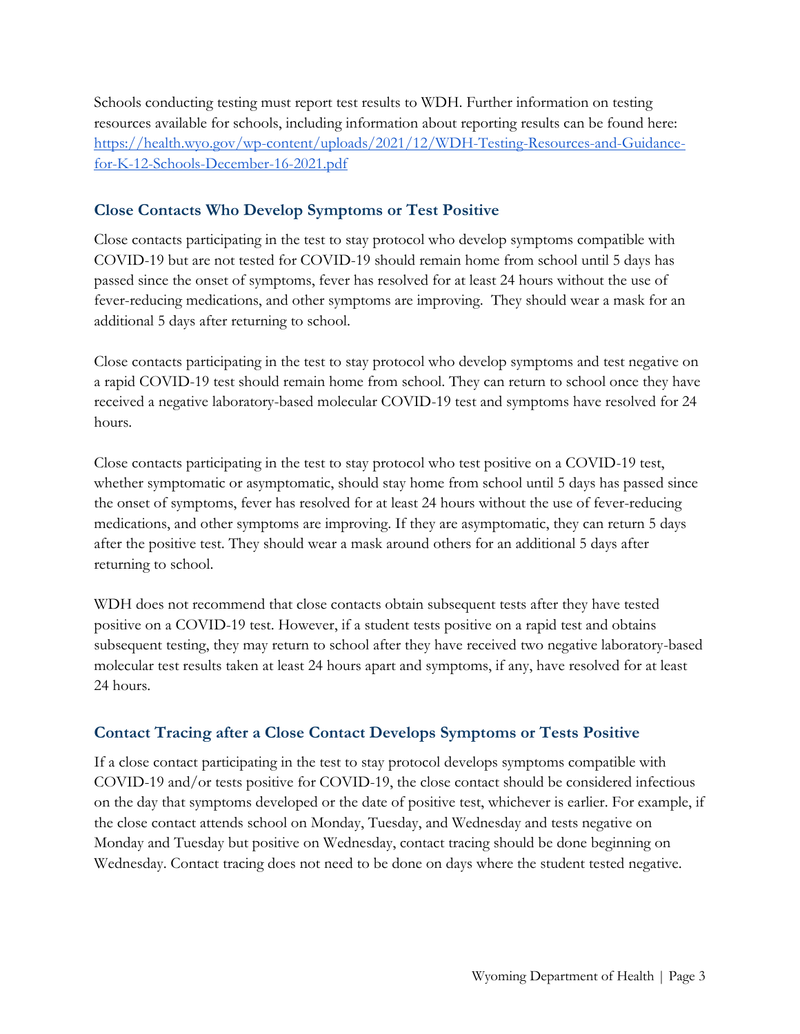Schools conducting testing must report test results to WDH. Further information on testing resources available for schools, including information about reporting results can be found here: [https://health.wyo.gov/wp-content/uploads/2021/12/WDH-Testing-Resources-and-Guidance-for-K-12-Schools-December-16-2021.pdf](https://health.wyo.gov/wp-content/uploads/2021/12/WDH-Testing-Resources-and-Guidance-for-K-12-Schools-December-16-2021.pdf)

## Close Contacts Who Develop Symptoms or Test Positive

Close contacts participating in the test to stay protocol who develop symptoms compatible with COVID-19 but are not tested for COVID-19 should remain home from school until 5 days has passed since the onset of symptoms, fever has resolved for at least 24 hours without the use of fever-reducing medications, and other symptoms are improving. They should wear a mask for an additional 5 days after returning to school.

Close contacts participating in the test to stay protocol who develop symptoms and test negative on a rapid COVID-19 test should remain home from school. They can return to school once they have received a negative laboratory-based molecular COVID-19 test and symptoms have resolved for 24 hours.

Close contacts participating in the test to stay protocol who test positive on a COVID-19 test, whether symptomatic or asymptomatic, should stay home from school until 5 days has passed since the onset of symptoms, fever has resolved for at least 24 hours without the use of fever-reducing medications, and other symptoms are improving. If they are asymptomatic, they can return 5 days after the positive test. They should wear a mask around others for an additional 5 days after returning to school.

WDH does not recommend that close contacts obtain subsequent tests after they have tested positive on a COVID-19 test. However, if a student tests positive on a rapid test and obtains subsequent testing, they may return to school after they have received two negative laboratory-based molecular test results taken at least 24 hours apart and symptoms, if any, have resolved for at least 24 hours.

## Contact Tracing after a Close Contact Develops Symptoms or Tests Positive

If a close contact participating in the test to stay protocol develops symptoms compatible with COVID-19 and/or tests positive for COVID-19, the close contact should be considered infectious on the day that symptoms developed or the date of positive test, whichever is earlier. For example, if the close contact attends school on Monday, Tuesday, and Wednesday and tests negative on Monday and Tuesday but positive on Wednesday, contact tracing should be done beginning on Wednesday. Contact tracing does not need to be done on days where the student tested negative.